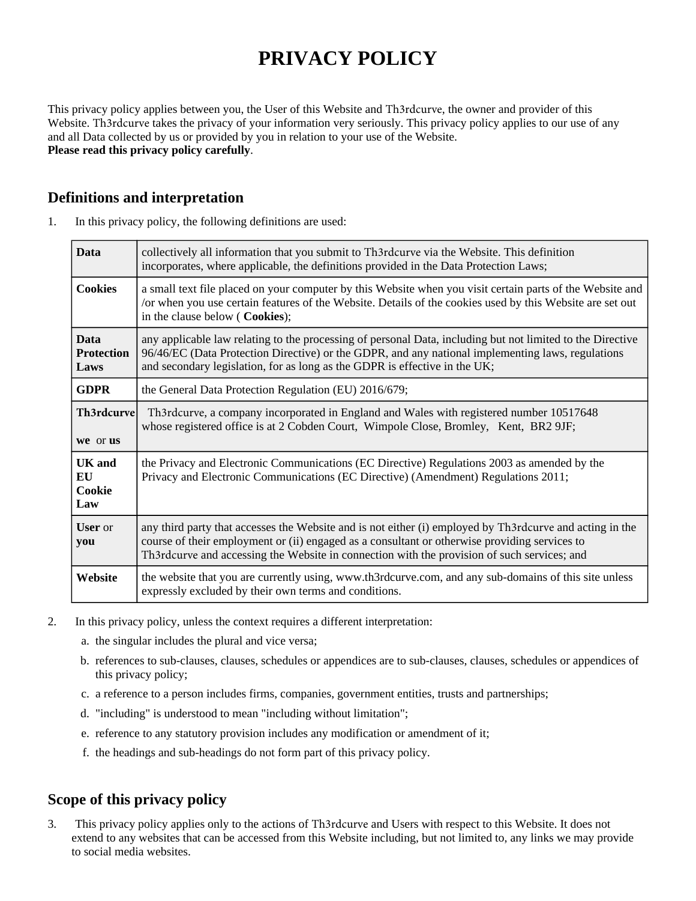# PRIVACY POLICY

This privacy policy applies between you, the User of this Website and Th3rdcurve, the owner and provider of this Website. Th3rdcurve takes the privacy of your information very seriously. This privacy policy applies to our use of any and all Data collected by us or provided by you in relation to your use of the Website.
**Please read this privacy policy carefully**.

## Definitions and interpretation

1. In this privacy policy, the following definitions are used:

| | |
|---|---|
| **Data** | collectively all information that you submit to Th3rdcurve via the Website. This definition incorporates, where applicable, the definitions provided in the Data Protection Laws; |
| **Cookies** | a small text file placed on your computer by this Website when you visit certain parts of the Website and /or when you use certain features of the Website. Details of the cookies used by this Website are set out in the clause below ( **Cookies**); |
| **Data Protection Laws** | any applicable law relating to the processing of personal Data, including but not limited to the Directive 96/46/EC (Data Protection Directive) or the GDPR, and any national implementing laws, regulations and secondary legislation, for as long as the GDPR is effective in the UK; |
| **GDPR** | the General Data Protection Regulation (EU) 2016/679; |
| **Th3rdcurve** **we** or **us** | Th3rdcurve, a company incorporated in England and Wales with registered number 10517648 whose registered office is at 2 Cobden Court, Wimpole Close, Bromley, Kent, BR2 9JF; |
| **UK and EU Cookie Law** | the Privacy and Electronic Communications (EC Directive) Regulations 2003 as amended by the Privacy and Electronic Communications (EC Directive) (Amendment) Regulations 2011; |
| **User** or **you** | any third party that accesses the Website and is not either (i) employed by Th3rdcurve and acting in the course of their employment or (ii) engaged as a consultant or otherwise providing services to Th3rdcurve and accessing the Website in connection with the provision of such services; and |
| **Website** | the website that you are currently using, www.th3rdcurve.com, and any sub-domains of this site unless expressly excluded by their own terms and conditions. |

2. In this privacy policy, unless the context requires a different interpretation:

   a. the singular includes the plural and vice versa;
   b. references to sub-clauses, clauses, schedules or appendices are to sub-clauses, clauses, schedules or appendices of this privacy policy;
   c. a reference to a person includes firms, companies, government entities, trusts and partnerships;
   d. "including" is understood to mean "including without limitation";
   e. reference to any statutory provision includes any modification or amendment of it;
   f. the headings and sub-headings do not form part of this privacy policy.

## Scope of this privacy policy

3. This privacy policy applies only to the actions of Th3rdcurve and Users with respect to this Website. It does not extend to any websites that can be accessed from this Website including, but not limited to, any links we may provide to social media websites.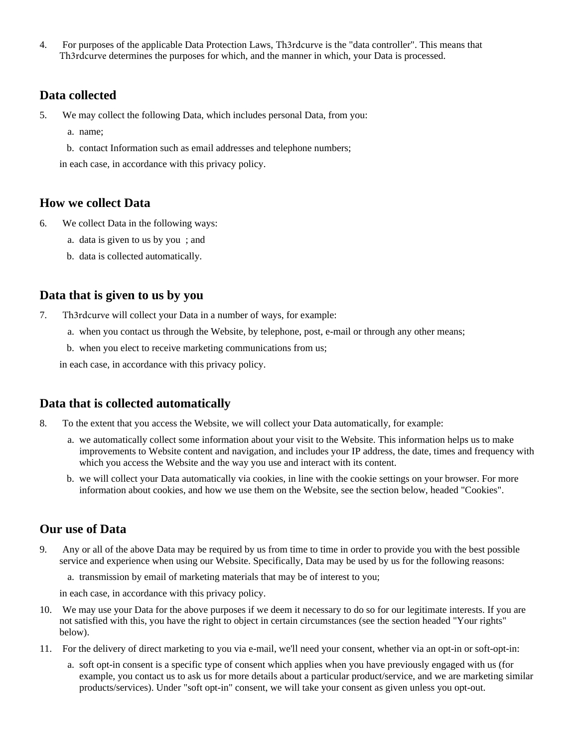4. For purposes of the applicable Data Protection Laws, Th3rdcurve is the "data controller". This means that Th3rdcurve determines the purposes for which, and the manner in which, your Data is processed.

## Data collected

5. We may collect the following Data, which includes personal Data, from you:
   a. name;
   b. contact Information such as email addresses and telephone numbers;

   in each case, in accordance with this privacy policy.

## How we collect Data

6. We collect Data in the following ways:
   a. data is given to us by you ; and
   b. data is collected automatically.

## Data that is given to us by you

7. Th3rdcurve will collect your Data in a number of ways, for example:
   a. when you contact us through the Website, by telephone, post, e-mail or through any other means;
   b. when you elect to receive marketing communications from us;

   in each case, in accordance with this privacy policy.

## Data that is collected automatically

8. To the extent that you access the Website, we will collect your Data automatically, for example:
   a. we automatically collect some information about your visit to the Website. This information helps us to make improvements to Website content and navigation, and includes your IP address, the date, times and frequency with which you access the Website and the way you use and interact with its content.
   b. we will collect your Data automatically via cookies, in line with the cookie settings on your browser. For more information about cookies, and how we use them on the Website, see the section below, headed "Cookies".

## Our use of Data

9. Any or all of the above Data may be required by us from time to time in order to provide you with the best possible service and experience when using our Website. Specifically, Data may be used by us for the following reasons:
   a. transmission by email of marketing materials that may be of interest to you;

   in each case, in accordance with this privacy policy.
10. We may use your Data for the above purposes if we deem it necessary to do so for our legitimate interests. If you are not satisfied with this, you have the right to object in certain circumstances (see the section headed "Your rights" below).
11. For the delivery of direct marketing to you via e-mail, we'll need your consent, whether via an opt-in or soft-opt-in:
    a. soft opt-in consent is a specific type of consent which applies when you have previously engaged with us (for example, you contact us to ask us for more details about a particular product/service, and we are marketing similar products/services). Under "soft opt-in" consent, we will take your consent as given unless you opt-out.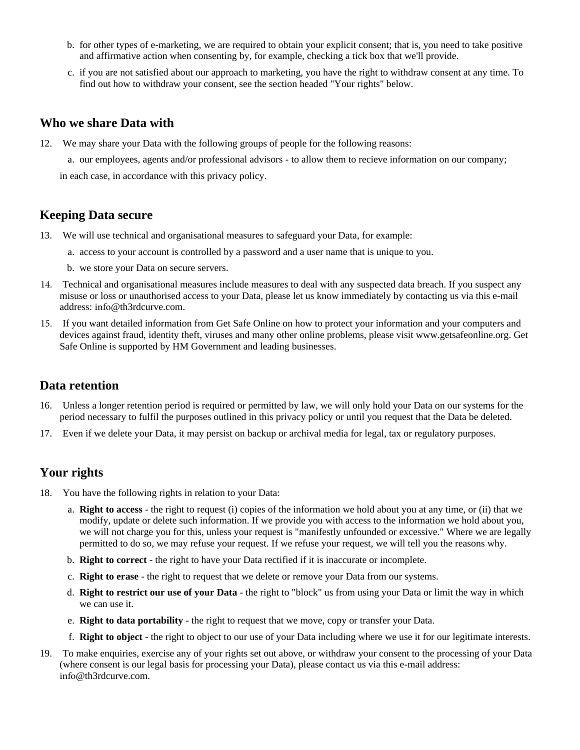b. for other types of e-marketing, we are required to obtain your explicit consent; that is, you need to take positive and affirmative action when consenting by, for example, checking a tick box that we'll provide.

c. if you are not satisfied about our approach to marketing, you have the right to withdraw consent at any time. To find out how to withdraw your consent, see the section headed "Your rights" below.

## Who we share Data with

12. We may share your Data with the following groups of people for the following reasons:

    a. our employees, agents and/or professional advisors - to allow them to recieve information on our company;

    in each case, in accordance with this privacy policy.

## Keeping Data secure

13. We will use technical and organisational measures to safeguard your Data, for example:

    a. access to your account is controlled by a password and a user name that is unique to you.

    b. we store your Data on secure servers.

14. Technical and organisational measures include measures to deal with any suspected data breach. If you suspect any misuse or loss or unauthorised access to your Data, please let us know immediately by contacting us via this e-mail address: info@th3rdcurve.com.

15. If you want detailed information from Get Safe Online on how to protect your information and your computers and devices against fraud, identity theft, viruses and many other online problems, please visit www.getsafeonline.org. Get Safe Online is supported by HM Government and leading businesses.

## Data retention

16. Unless a longer retention period is required or permitted by law, we will only hold your Data on our systems for the period necessary to fulfil the purposes outlined in this privacy policy or until you request that the Data be deleted.

17. Even if we delete your Data, it may persist on backup or archival media for legal, tax or regulatory purposes.

## Your rights

18. You have the following rights in relation to your Data:

    a. **Right to access** - the right to request (i) copies of the information we hold about you at any time, or (ii) that we modify, update or delete such information. If we provide you with access to the information we hold about you, we will not charge you for this, unless your request is "manifestly unfounded or excessive." Where we are legally permitted to do so, we may refuse your request. If we refuse your request, we will tell you the reasons why.

    b. **Right to correct** - the right to have your Data rectified if it is inaccurate or incomplete.

    c. **Right to erase** - the right to request that we delete or remove your Data from our systems.

    d. **Right to restrict our use of your Data** - the right to "block" us from using your Data or limit the way in which we can use it.

    e. **Right to data portability** - the right to request that we move, copy or transfer your Data.

    f. **Right to object** - the right to object to our use of your Data including where we use it for our legitimate interests.

19. To make enquiries, exercise any of your rights set out above, or withdraw your consent to the processing of your Data (where consent is our legal basis for processing your Data), please contact us via this e-mail address: info@th3rdcurve.com.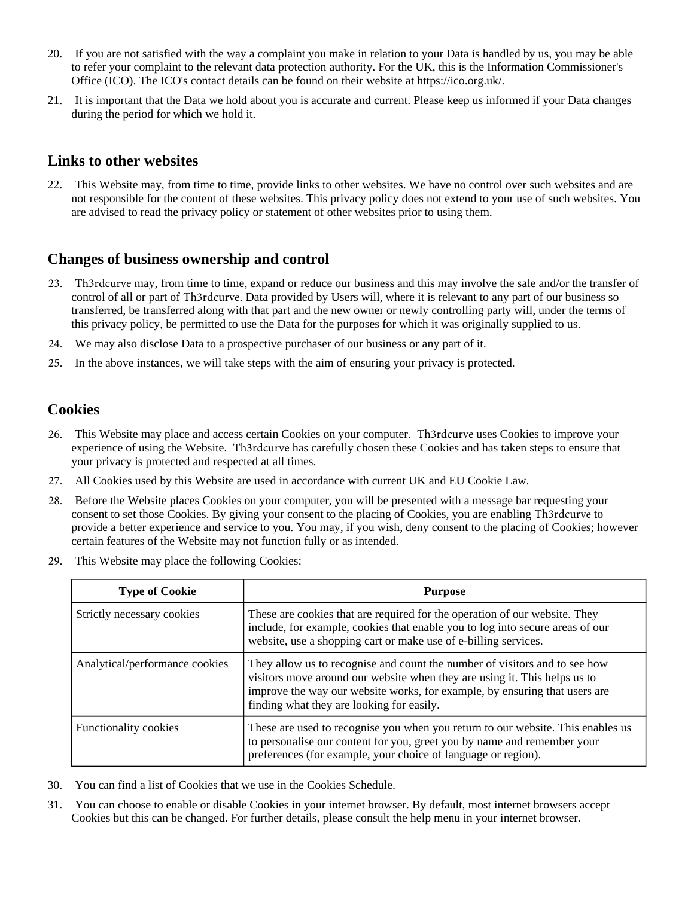20. If you are not satisfied with the way a complaint you make in relation to your Data is handled by us, you may be able to refer your complaint to the relevant data protection authority. For the UK, this is the Information Commissioner's Office (ICO). The ICO's contact details can be found on their website at https://ico.org.uk/.

21. It is important that the Data we hold about you is accurate and current. Please keep us informed if your Data changes during the period for which we hold it.

## Links to other websites

22. This Website may, from time to time, provide links to other websites. We have no control over such websites and are not responsible for the content of these websites. This privacy policy does not extend to your use of such websites. You are advised to read the privacy policy or statement of other websites prior to using them.

## Changes of business ownership and control

23. Th3rdcurve may, from time to time, expand or reduce our business and this may involve the sale and/or the transfer of control of all or part of Th3rdcurve. Data provided by Users will, where it is relevant to any part of our business so transferred, be transferred along with that part and the new owner or newly controlling party will, under the terms of this privacy policy, be permitted to use the Data for the purposes for which it was originally supplied to us.

24. We may also disclose Data to a prospective purchaser of our business or any part of it.

25. In the above instances, we will take steps with the aim of ensuring your privacy is protected.

## Cookies

26. This Website may place and access certain Cookies on your computer. Th3rdcurve uses Cookies to improve your experience of using the Website. Th3rdcurve has carefully chosen these Cookies and has taken steps to ensure that your privacy is protected and respected at all times.

27. All Cookies used by this Website are used in accordance with current UK and EU Cookie Law.

28. Before the Website places Cookies on your computer, you will be presented with a message bar requesting your consent to set those Cookies. By giving your consent to the placing of Cookies, you are enabling Th3rdcurve to provide a better experience and service to you. You may, if you wish, deny consent to the placing of Cookies; however certain features of the Website may not function fully or as intended.

29. This Website may place the following Cookies:

| Type of Cookie | Purpose |
| --- | --- |
| Strictly necessary cookies | These are cookies that are required for the operation of our website. They include, for example, cookies that enable you to log into secure areas of our website, use a shopping cart or make use of e-billing services. |
| Analytical/performance cookies | They allow us to recognise and count the number of visitors and to see how visitors move around our website when they are using it. This helps us to improve the way our website works, for example, by ensuring that users are finding what they are looking for easily. |
| Functionality cookies | These are used to recognise you when you return to our website. This enables us to personalise our content for you, greet you by name and remember your preferences (for example, your choice of language or region). |

30. You can find a list of Cookies that we use in the Cookies Schedule.

31. You can choose to enable or disable Cookies in your internet browser. By default, most internet browsers accept Cookies but this can be changed. For further details, please consult the help menu in your internet browser.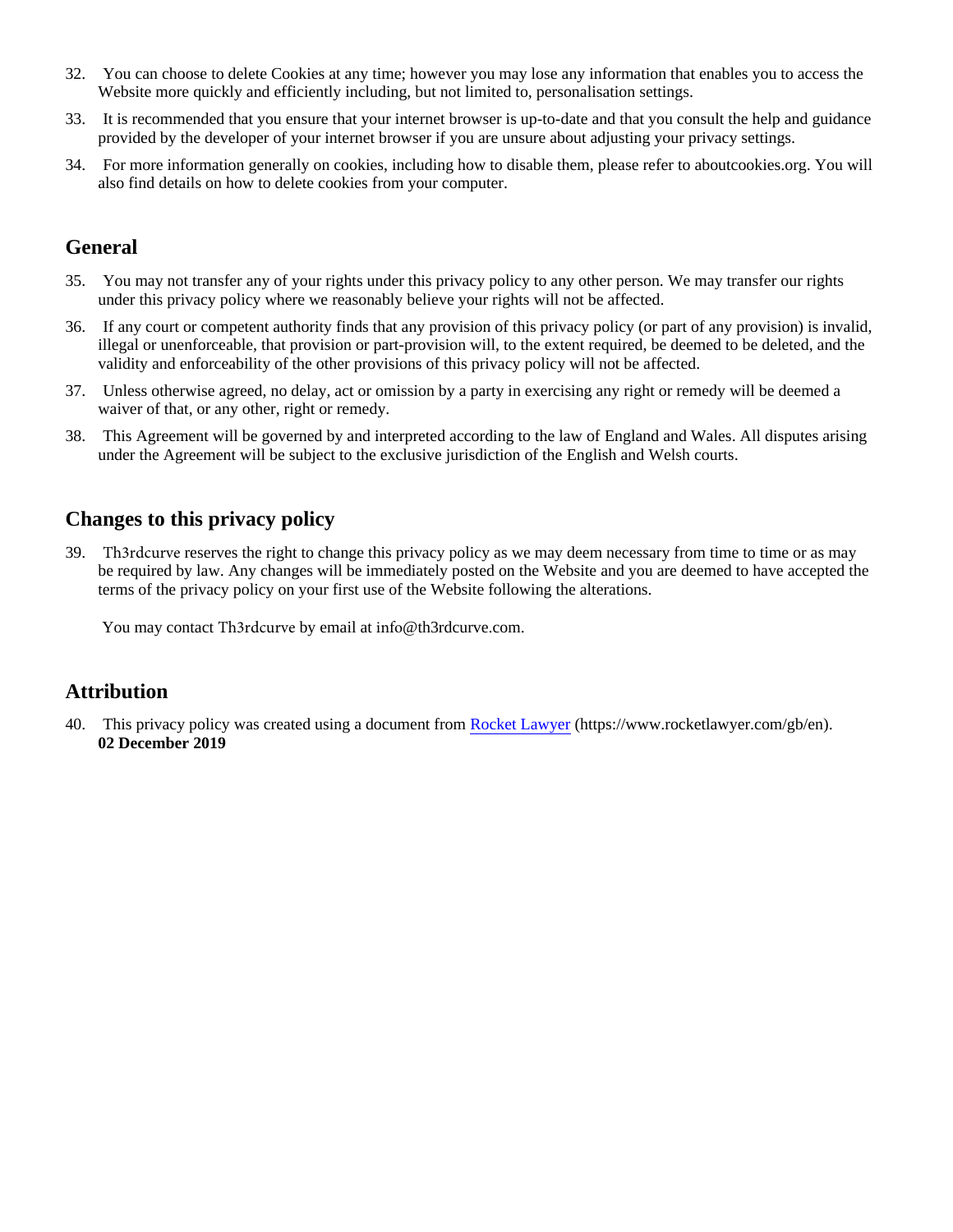32. You can choose to delete Cookies at any time; however you may lose any information that enables you to access the Website more quickly and efficiently including, but not limited to, personalisation settings.

33. It is recommended that you ensure that your internet browser is up-to-date and that you consult the help and guidance provided by the developer of your internet browser if you are unsure about adjusting your privacy settings.

34. For more information generally on cookies, including how to disable them, please refer to aboutcookies.org. You will also find details on how to delete cookies from your computer.

## General

35. You may not transfer any of your rights under this privacy policy to any other person. We may transfer our rights under this privacy policy where we reasonably believe your rights will not be affected.

36. If any court or competent authority finds that any provision of this privacy policy (or part of any provision) is invalid, illegal or unenforceable, that provision or part-provision will, to the extent required, be deemed to be deleted, and the validity and enforceability of the other provisions of this privacy policy will not be affected.

37. Unless otherwise agreed, no delay, act or omission by a party in exercising any right or remedy will be deemed a waiver of that, or any other, right or remedy.

38. This Agreement will be governed by and interpreted according to the law of England and Wales. All disputes arising under the Agreement will be subject to the exclusive jurisdiction of the English and Welsh courts.

## Changes to this privacy policy

39. Th3rdcurve reserves the right to change this privacy policy as we may deem necessary from time to time or as may be required by law. Any changes will be immediately posted on the Website and you are deemed to have accepted the terms of the privacy policy on your first use of the Website following the alterations.

    You may contact Th3rdcurve by email at info@th3rdcurve.com.

## Attribution

40. This privacy policy was created using a document from [Rocket Lawyer](https://www.rocketlawyer.com/gb/en) (https://www.rocketlawyer.com/gb/en).
    **02 December 2019**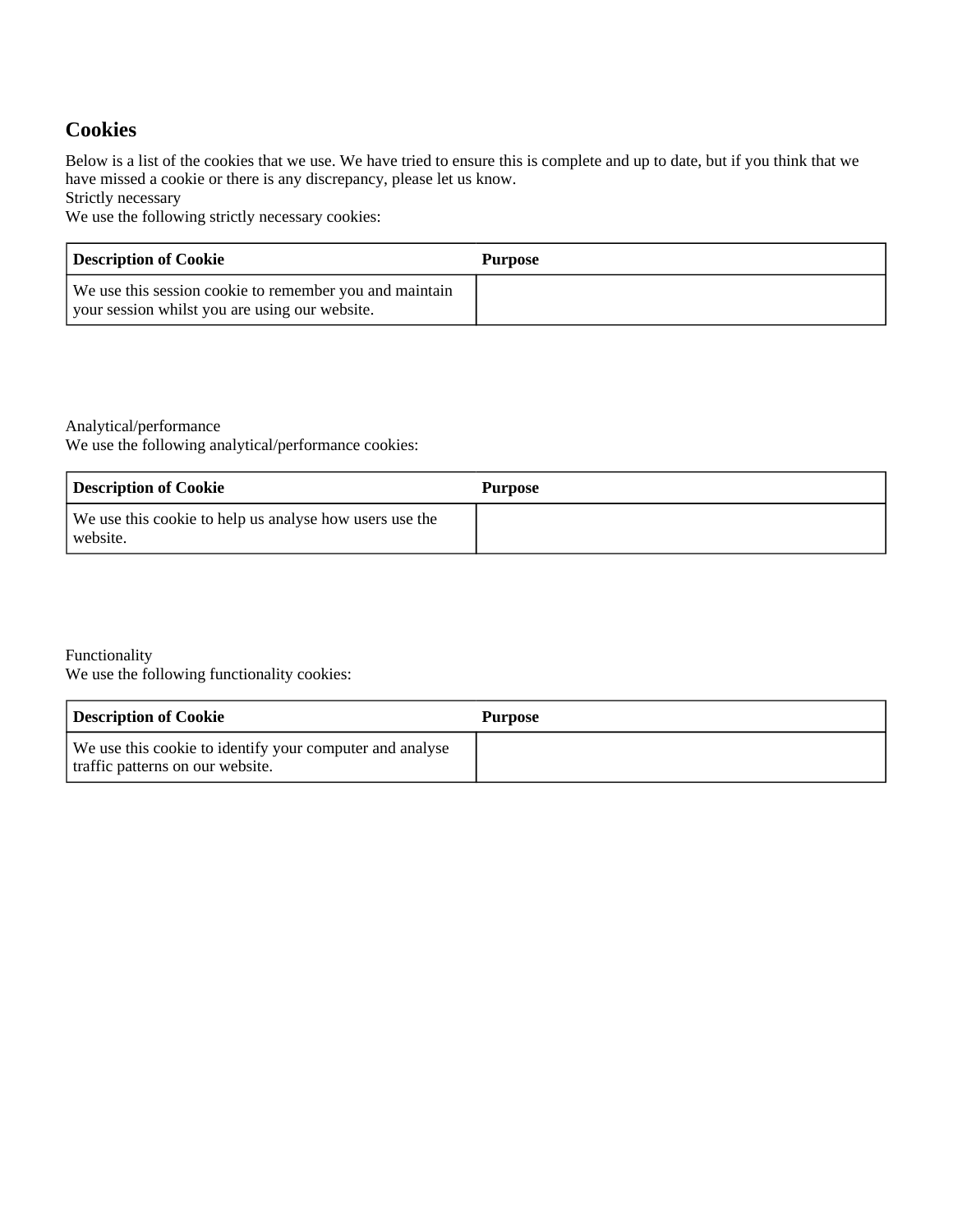## Cookies

Below is a list of the cookies that we use. We have tried to ensure this is complete and up to date, but if you think that we have missed a cookie or there is any discrepancy, please let us know.
Strictly necessary
We use the following strictly necessary cookies:

| Description of Cookie | Purpose |
|---|---|
| We use this session cookie to remember you and maintain your session whilst you are using our website. | |

Analytical/performance
We use the following analytical/performance cookies:

| Description of Cookie | Purpose |
|---|---|
| We use this cookie to help us analyse how users use the website. | |

Functionality
We use the following functionality cookies:

| Description of Cookie | Purpose |
|---|---|
| We use this cookie to identify your computer and analyse traffic patterns on our website. | |